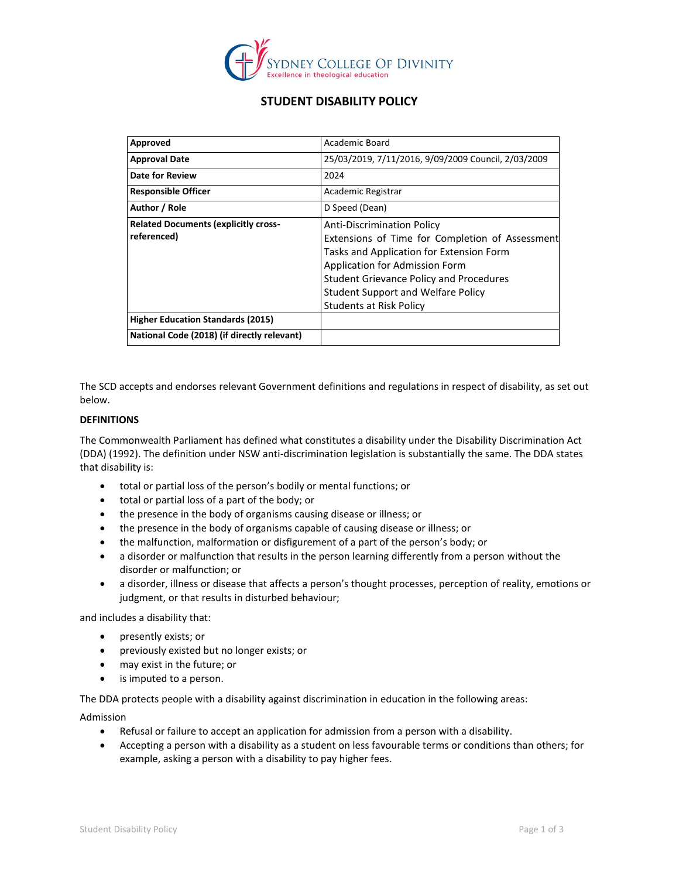# STUDENT DISABILITY POLICY

| **Approved** | Academic Board |
| --- | --- |
| **Approval Date** | 25/03/2019, 7/11/2016, 9/09/2009 Council, 2/03/2009 |
| **Date for Review** | 2024 |
| **Responsible Officer** | Academic Registrar |
| **Author / Role** | D Speed (Dean) |
| **Related Documents (explicitly cross-referenced)** | Anti-Discrimination Policy<br>Extensions of Time for Completion of Assessment Tasks and Application for Extension Form<br>Application for Admission Form<br>Student Grievance Policy and Procedures<br>Student Support and Welfare Policy<br>Students at Risk Policy |
| **Higher Education Standards (2015)** | |
| **National Code (2018) (if directly relevant)** | |

The SCD accepts and endorses relevant Government definitions and regulations in respect of disability, as set out below.

**DEFINITIONS**

The Commonwealth Parliament has defined what constitutes a disability under the Disability Discrimination Act (DDA) (1992). The definition under NSW anti-discrimination legislation is substantially the same. The DDA states that disability is:

- total or partial loss of the person's bodily or mental functions; or
- total or partial loss of a part of the body; or
- the presence in the body of organisms causing disease or illness; or
- the presence in the body of organisms capable of causing disease or illness; or
- the malfunction, malformation or disfigurement of a part of the person's body; or
- a disorder or malfunction that results in the person learning differently from a person without the disorder or malfunction; or
- a disorder, illness or disease that affects a person's thought processes, perception of reality, emotions or judgment, or that results in disturbed behaviour;

and includes a disability that:

- presently exists; or
- previously existed but no longer exists; or
- may exist in the future; or
- is imputed to a person.

The DDA protects people with a disability against discrimination in education in the following areas:

Admission

- Refusal or failure to accept an application for admission from a person with a disability.
- Accepting a person with a disability as a student on less favourable terms or conditions than others; for example, asking a person with a disability to pay higher fees.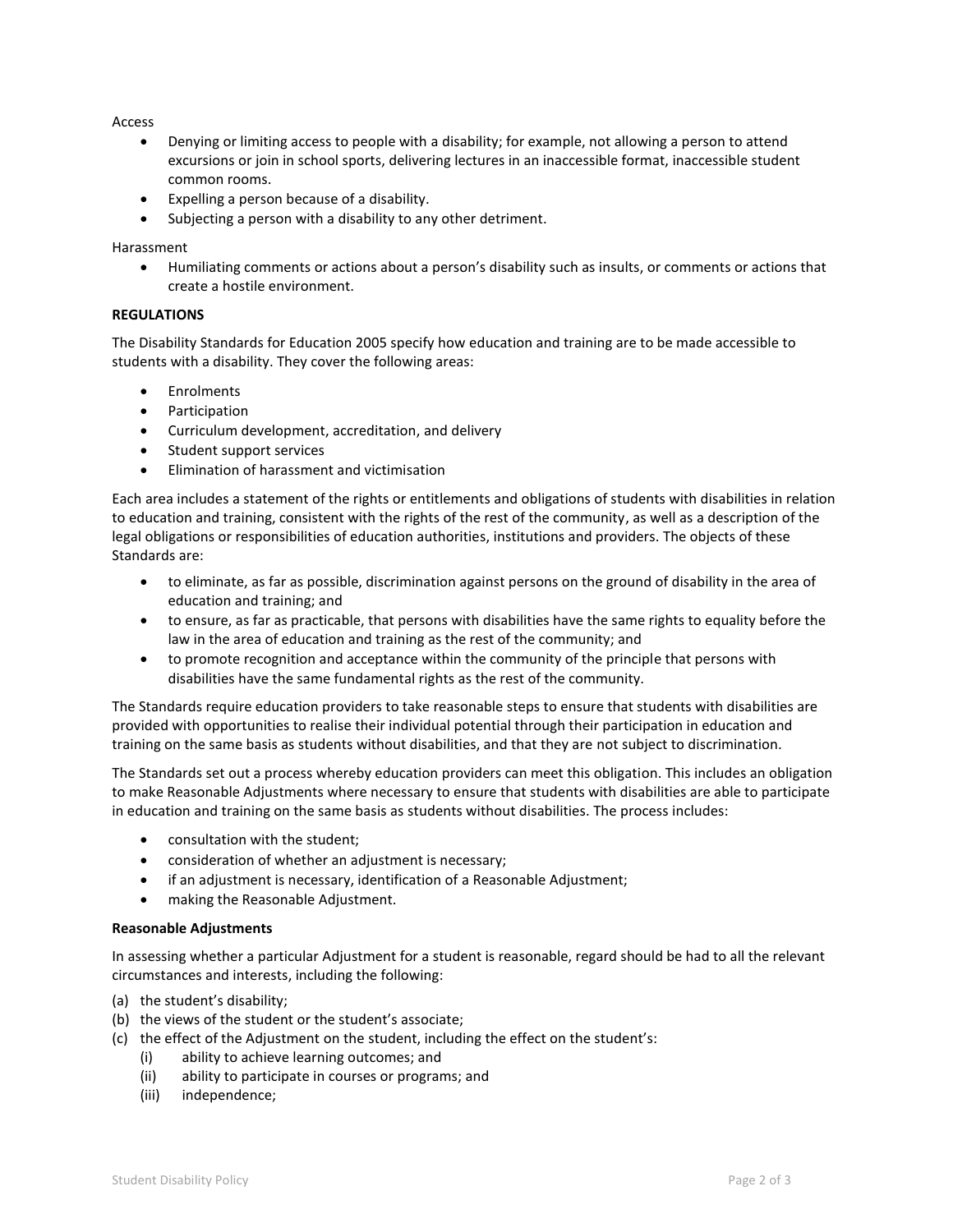Access

- Denying or limiting access to people with a disability; for example, not allowing a person to attend excursions or join in school sports, delivering lectures in an inaccessible format, inaccessible student common rooms.
- Expelling a person because of a disability.
- Subjecting a person with a disability to any other detriment.

Harassment

- Humiliating comments or actions about a person's disability such as insults, or comments or actions that create a hostile environment.

**REGULATIONS**

The Disability Standards for Education 2005 specify how education and training are to be made accessible to students with a disability. They cover the following areas:

- Enrolments
- Participation
- Curriculum development, accreditation, and delivery
- Student support services
- Elimination of harassment and victimisation

Each area includes a statement of the rights or entitlements and obligations of students with disabilities in relation to education and training, consistent with the rights of the rest of the community, as well as a description of the legal obligations or responsibilities of education authorities, institutions and providers. The objects of these Standards are:

- to eliminate, as far as possible, discrimination against persons on the ground of disability in the area of education and training; and
- to ensure, as far as practicable, that persons with disabilities have the same rights to equality before the law in the area of education and training as the rest of the community; and
- to promote recognition and acceptance within the community of the principle that persons with disabilities have the same fundamental rights as the rest of the community.

The Standards require education providers to take reasonable steps to ensure that students with disabilities are provided with opportunities to realise their individual potential through their participation in education and training on the same basis as students without disabilities, and that they are not subject to discrimination.

The Standards set out a process whereby education providers can meet this obligation. This includes an obligation to make Reasonable Adjustments where necessary to ensure that students with disabilities are able to participate in education and training on the same basis as students without disabilities. The process includes:

- consultation with the student;
- consideration of whether an adjustment is necessary;
- if an adjustment is necessary, identification of a Reasonable Adjustment;
- making the Reasonable Adjustment.

**Reasonable Adjustments**

In assessing whether a particular Adjustment for a student is reasonable, regard should be had to all the relevant circumstances and interests, including the following:

(a) the student's disability;
(b) the views of the student or the student's associate;
(c) the effect of the Adjustment on the student, including the effect on the student's:
  (i) ability to achieve learning outcomes; and
  (ii) ability to participate in courses or programs; and
  (iii) independence;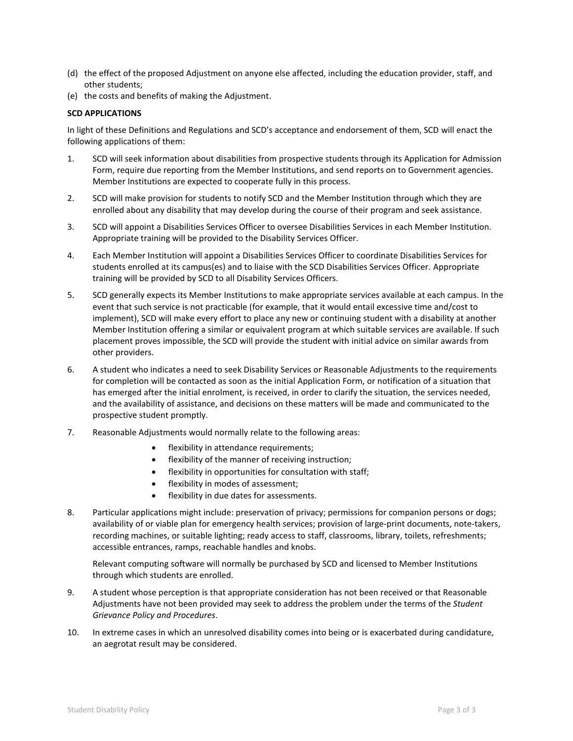(d) the effect of the proposed Adjustment on anyone else affected, including the education provider, staff, and other students;
(e) the costs and benefits of making the Adjustment.

**SCD APPLICATIONS**

In light of these Definitions and Regulations and SCD's acceptance and endorsement of them, SCD will enact the following applications of them:

1. SCD will seek information about disabilities from prospective students through its Application for Admission Form, require due reporting from the Member Institutions, and send reports on to Government agencies. Member Institutions are expected to cooperate fully in this process.

2. SCD will make provision for students to notify SCD and the Member Institution through which they are enrolled about any disability that may develop during the course of their program and seek assistance.

3. SCD will appoint a Disabilities Services Officer to oversee Disabilities Services in each Member Institution. Appropriate training will be provided to the Disability Services Officer.

4. Each Member Institution will appoint a Disabilities Services Officer to coordinate Disabilities Services for students enrolled at its campus(es) and to liaise with the SCD Disabilities Services Officer. Appropriate training will be provided by SCD to all Disability Services Officers.

5. SCD generally expects its Member Institutions to make appropriate services available at each campus. In the event that such service is not practicable (for example, that it would entail excessive time and/cost to implement), SCD will make every effort to place any new or continuing student with a disability at another Member Institution offering a similar or equivalent program at which suitable services are available. If such placement proves impossible, the SCD will provide the student with initial advice on similar awards from other providers.

6. A student who indicates a need to seek Disability Services or Reasonable Adjustments to the requirements for completion will be contacted as soon as the initial Application Form, or notification of a situation that has emerged after the initial enrolment, is received, in order to clarify the situation, the services needed, and the availability of assistance, and decisions on these matters will be made and communicated to the prospective student promptly.

7. Reasonable Adjustments would normally relate to the following areas:
   - flexibility in attendance requirements;
   - flexibility of the manner of receiving instruction;
   - flexibility in opportunities for consultation with staff;
   - flexibility in modes of assessment;
   - flexibility in due dates for assessments.

8. Particular applications might include: preservation of privacy; permissions for companion persons or dogs; availability of or viable plan for emergency health services; provision of large-print documents, note-takers, recording machines, or suitable lighting; ready access to staff, classrooms, library, toilets, refreshments; accessible entrances, ramps, reachable handles and knobs.

   Relevant computing software will normally be purchased by SCD and licensed to Member Institutions through which students are enrolled.

9. A student whose perception is that appropriate consideration has not been received or that Reasonable Adjustments have not been provided may seek to address the problem under the terms of the *Student Grievance Policy and Procedures*.

10. In extreme cases in which an unresolved disability comes into being or is exacerbated during candidature, an aegrotat result may be considered.